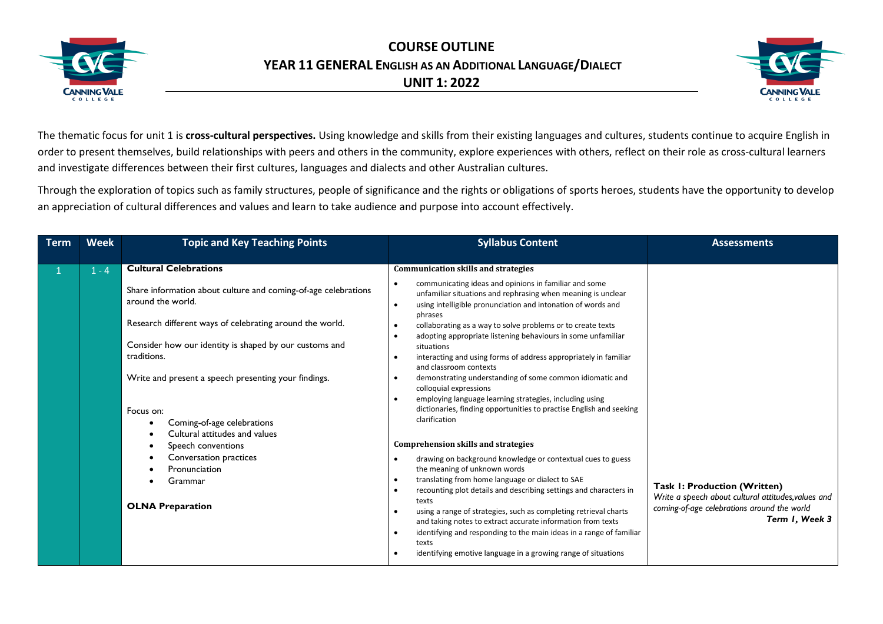# COURSE OUTLINE

## YEAR 11 GENERAL ENGLISH AS AN ADDITIONAL LANGUAGE/DIALECT

## UNIT 1: 2022

The thematic focus for unit 1 is **cross-cultural perspectives.** Using knowledge and skills from their existing languages and cultures, students continue to acquire English in order to present themselves, build relationships with peers and others in the community, explore experiences with others, reflect on their role as cross-cultural learners and investigate differences between their first cultures, languages and dialects and other Australian cultures.

Through the exploration of topics such as family structures, people of significance and the rights or obligations of sports heroes, students have the opportunity to develop an appreciation of cultural differences and values and learn to take audience and purpose into account effectively.

| Term | Week | Topic and Key Teaching Points | Syllabus Content | Assessments |
|---|---|---|---|---|
| 1 | 1 - 4 | **Cultural Celebrations**<br><br>Share information about culture and coming-of-age celebrations around the world.<br><br>Research different ways of celebrating around the world.<br><br>Consider how our identity is shaped by our customs and traditions.<br><br>Write and present a speech presenting your findings.<br><br>Focus on:<br>• Coming-of-age celebrations<br>• Cultural attitudes and values<br>• Speech conventions<br>• Conversation practices<br>• Pronunciation<br>• Grammar<br><br>**OLNA Preparation** | **Communication skills and strategies**<br>• communicating ideas and opinions in familiar and some unfamiliar situations and rephrasing when meaning is unclear<br>• using intelligible pronunciation and intonation of words and phrases<br>• collaborating as a way to solve problems or to create texts<br>• adopting appropriate listening behaviours in some unfamiliar situations<br>• interacting and using forms of address appropriately in familiar and classroom contexts<br>• demonstrating understanding of some common idiomatic and colloquial expressions<br>• employing language learning strategies, including using dictionaries, finding opportunities to practise English and seeking clarification<br><br>**Comprehension skills and strategies**<br>• drawing on background knowledge or contextual cues to guess the meaning of unknown words<br>• translating from home language or dialect to SAE<br>• recounting plot details and describing settings and characters in texts<br>• using a range of strategies, such as completing retrieval charts and taking notes to extract accurate information from texts<br>• identifying and responding to the main ideas in a range of familiar texts<br>• identifying emotive language in a growing range of situations | **Task 1: Production (Written)**<br>*Write a speech about cultural attitudes, values and coming-of-age celebrations around the world*<br>***Term 1, Week 3*** |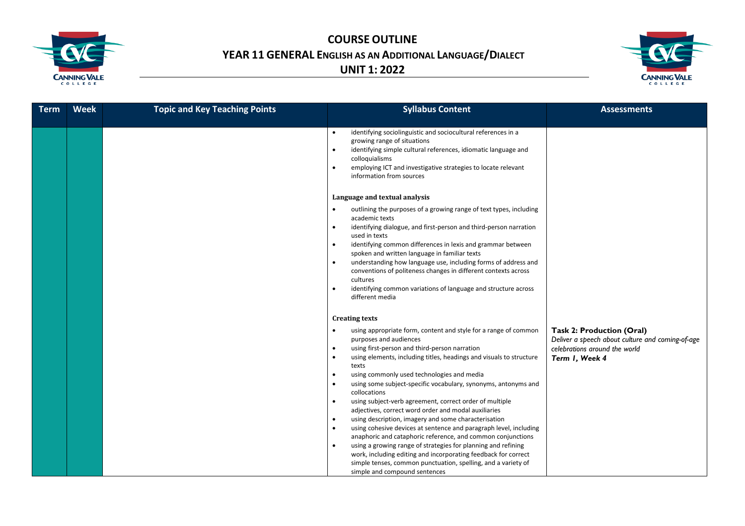# COURSE OUTLINE

## YEAR 11 GENERAL ENGLISH AS AN ADDITIONAL LANGUAGE/DIALECT

## UNIT 1: 2022

| Term | Week | Topic and Key Teaching Points | Syllabus Content | Assessments |
|---|---|---|---|---|
| | | | • identifying sociolinguistic and sociocultural references in a growing range of situations<br>• identifying simple cultural references, idiomatic language and colloquialisms<br>• employing ICT and investigative strategies to locate relevant information from sources<br><br>**Language and textual analysis**<br>• outlining the purposes of a growing range of text types, including academic texts<br>• identifying dialogue, and first-person and third-person narration used in texts<br>• identifying common differences in lexis and grammar between spoken and written language in familiar texts<br>• understanding how language use, including forms of address and conventions of politeness changes in different contexts across cultures<br>• identifying common variations of language and structure across different media<br><br>**Creating texts**<br>• using appropriate form, content and style for a range of common purposes and audiences<br>• using first-person and third-person narration<br>• using elements, including titles, headings and visuals to structure texts<br>• using commonly used technologies and media<br>• using some subject-specific vocabulary, synonyms, antonyms and collocations<br>• using subject-verb agreement, correct order of multiple adjectives, correct word order and modal auxiliaries<br>• using description, imagery and some characterisation<br>• using cohesive devices at sentence and paragraph level, including anaphoric and cataphoric reference, and common conjunctions<br>• using a growing range of strategies for planning and refining work, including editing and incorporating feedback for correct simple tenses, common punctuation, spelling, and a variety of simple and compound sentences | **Task 2: Production (Oral)**<br>*Deliver a speech about culture and coming-of-age celebrations around the world*<br>***Term 1, Week 4*** |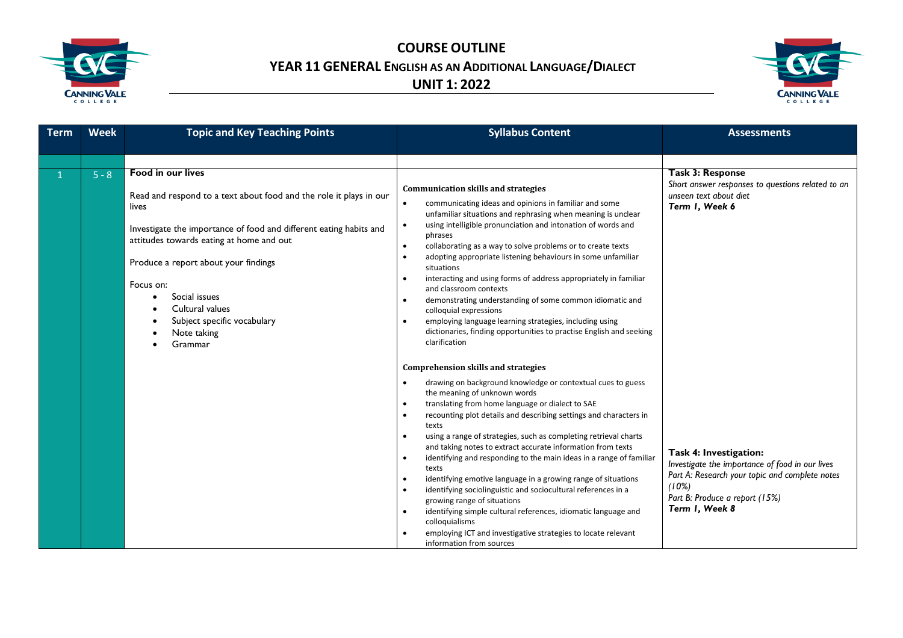# COURSE OUTLINE

## YEAR 11 GENERAL ENGLISH AS AN ADDITIONAL LANGUAGE/DIALECT

## UNIT 1: 2022

| Term | Week | Topic and Key Teaching Points | Syllabus Content | Assessments |
|---|---|---|---|---|
| | | | | |
| 1 | 5 - 8 | **Food in our lives**<br><br>Read and respond to a text about food and the role it plays in our lives<br><br>Investigate the importance of food and different eating habits and attitudes towards eating at home and out<br><br>Produce a report about your findings<br><br>Focus on:<br>• Social issues<br>• Cultural values<br>• Subject specific vocabulary<br>• Note taking<br>• Grammar | **Communication skills and strategies**<br>• communicating ideas and opinions in familiar and some unfamiliar situations and rephrasing when meaning is unclear<br>• using intelligible pronunciation and intonation of words and phrases<br>• collaborating as a way to solve problems or to create texts<br>• adopting appropriate listening behaviours in some unfamiliar situations<br>• interacting and using forms of address appropriately in familiar and classroom contexts<br>• demonstrating understanding of some common idiomatic and colloquial expressions<br>• employing language learning strategies, including using dictionaries, finding opportunities to practise English and seeking clarification<br><br>**Comprehension skills and strategies**<br>• drawing on background knowledge or contextual cues to guess the meaning of unknown words<br>• translating from home language or dialect to SAE<br>• recounting plot details and describing settings and characters in texts<br>• using a range of strategies, such as completing retrieval charts and taking notes to extract accurate information from texts<br>• identifying and responding to the main ideas in a range of familiar texts<br>• identifying emotive language in a growing range of situations<br>• identifying sociolinguistic and sociocultural references in a growing range of situations<br>• identifying simple cultural references, idiomatic language and colloquialisms<br>• employing ICT and investigative strategies to locate relevant information from sources | **Task 3: Response**<br>*Short answer responses to questions related to an unseen text about diet*<br>***Term 1, Week 6***<br><br>**Task 4: Investigation:**<br>*Investigate the importance of food in our lives*<br>*Part A: Research your topic and complete notes (10%)*<br>*Part B: Produce a report (15%)*<br>***Term 1, Week 8*** |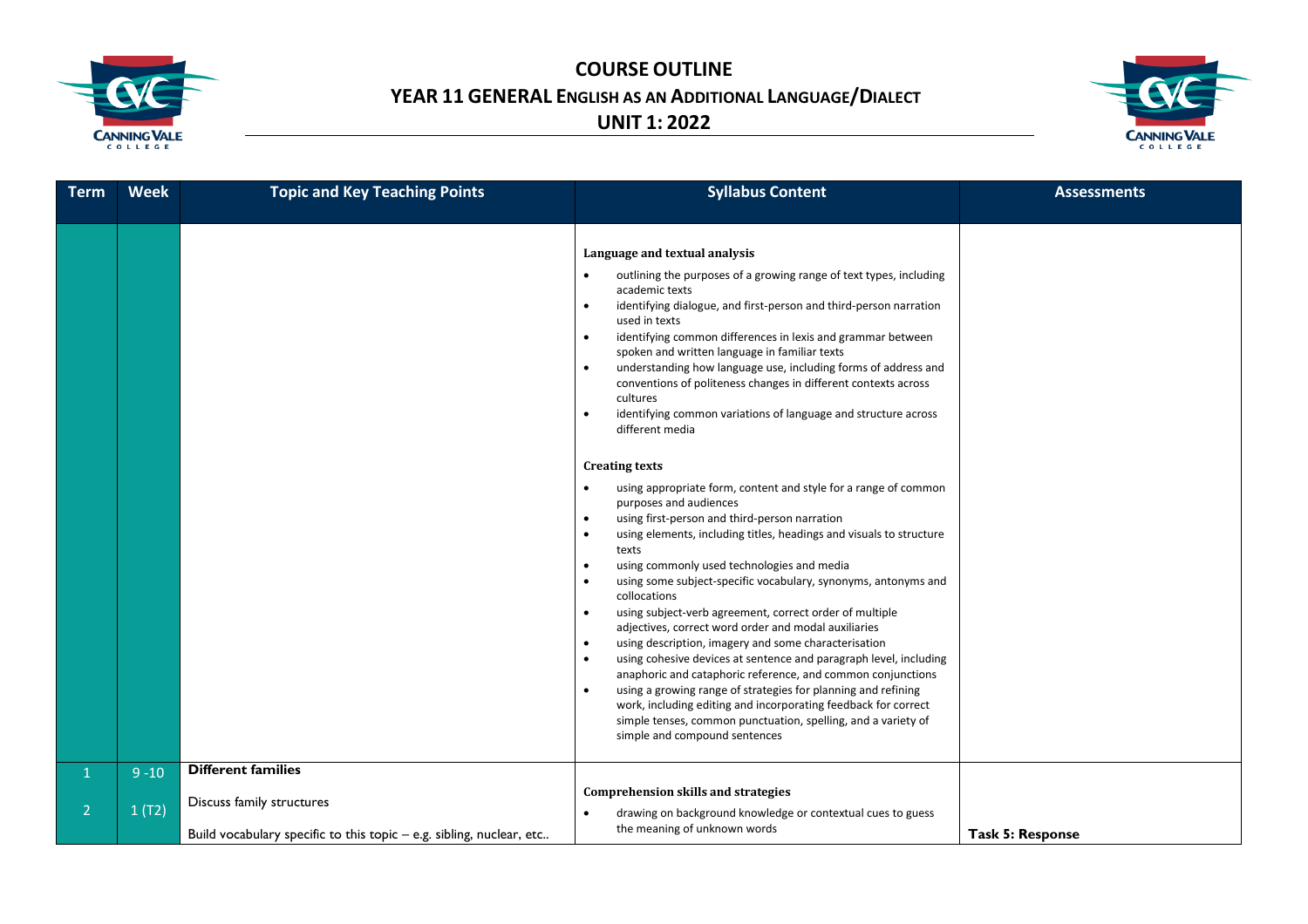# COURSE OUTLINE

## YEAR 11 GENERAL ENGLISH AS AN ADDITIONAL LANGUAGE/DIALECT

## UNIT 1: 2022

| Term | Week | Topic and Key Teaching Points | Syllabus Content | Assessments |
|---|---|---|---|---|
| | | | **Language and textual analysis**<br>• outlining the purposes of a growing range of text types, including academic texts<br>• identifying dialogue, and first-person and third-person narration used in texts<br>• identifying common differences in lexis and grammar between spoken and written language in familiar texts<br>• understanding how language use, including forms of address and conventions of politeness changes in different contexts across cultures<br>• identifying common variations of language and structure across different media<br><br>**Creating texts**<br>• using appropriate form, content and style for a range of common purposes and audiences<br>• using first-person and third-person narration<br>• using elements, including titles, headings and visuals to structure texts<br>• using commonly used technologies and media<br>• using some subject-specific vocabulary, synonyms, antonyms and collocations<br>• using subject-verb agreement, correct order of multiple adjectives, correct word order and modal auxiliaries<br>• using description, imagery and some characterisation<br>• using cohesive devices at sentence and paragraph level, including anaphoric and cataphoric reference, and common conjunctions<br>• using a growing range of strategies for planning and refining work, including editing and incorporating feedback for correct simple tenses, common punctuation, spelling, and a variety of simple and compound sentences | |
| 1<br><br>2 | 9 -10<br><br>1 (T2) | **Different families**<br><br>Discuss family structures<br><br>Build vocabulary specific to this topic – e.g. sibling, nuclear, etc.. | **Comprehension skills and strategies**<br>• drawing on background knowledge or contextual cues to guess the meaning of unknown words | **Task 5: Response** |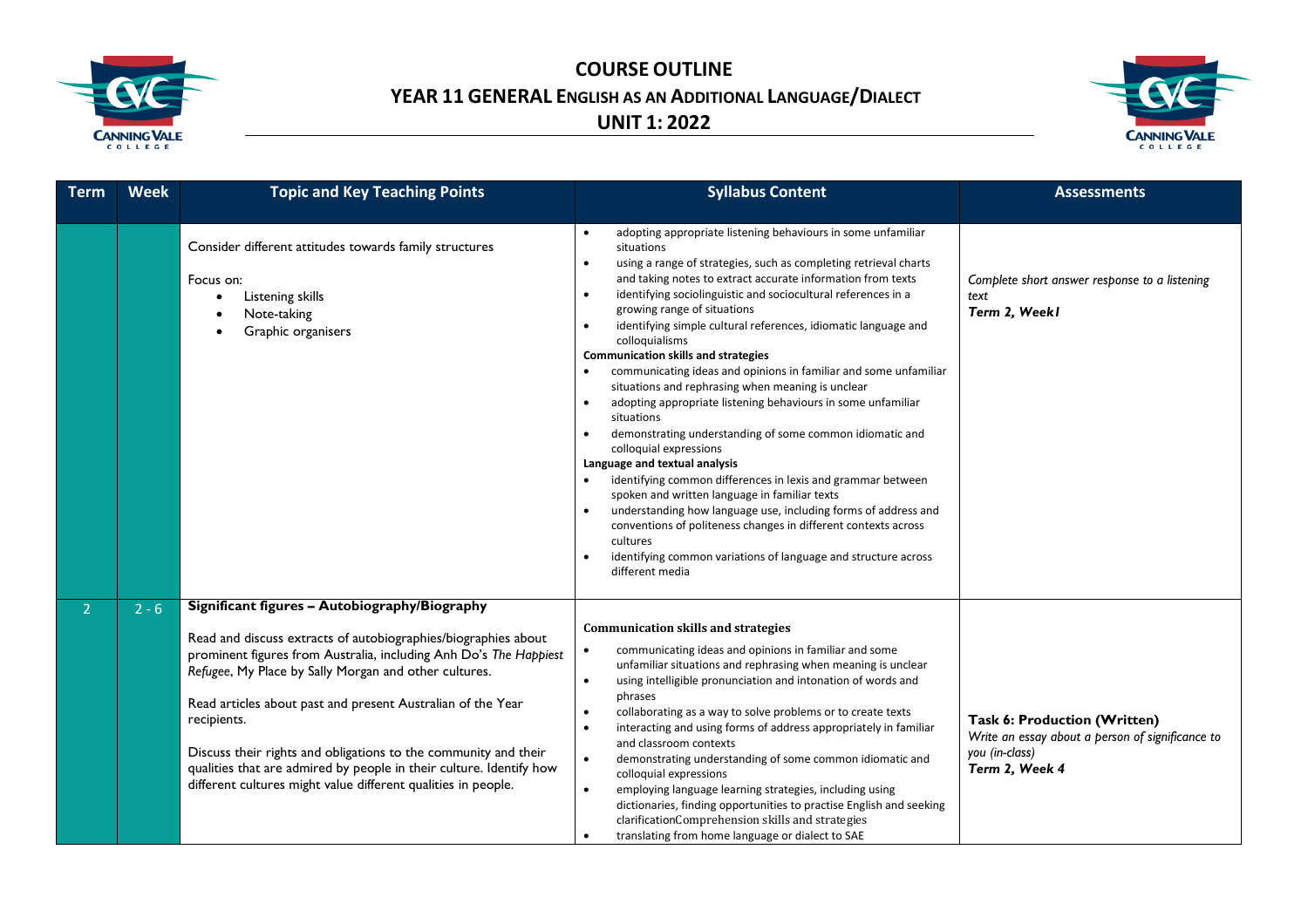# COURSE OUTLINE
## YEAR 11 GENERAL ENGLISH AS AN ADDITIONAL LANGUAGE/DIALECT
## UNIT 1: 2022

| Term | Week | Topic and Key Teaching Points | Syllabus Content | Assessments |
|---|---|---|---|---|
| | | Consider different attitudes towards family structures<br><br>Focus on:<br>• Listening skills<br>• Note-taking<br>• Graphic organisers | • adopting appropriate listening behaviours in some unfamiliar situations<br>• using a range of strategies, such as completing retrieval charts and taking notes to extract accurate information from texts<br>• identifying sociolinguistic and sociocultural references in a growing range of situations<br>• identifying simple cultural references, idiomatic language and colloquialisms<br>**Communication skills and strategies**<br>• communicating ideas and opinions in familiar and some unfamiliar situations and rephrasing when meaning is unclear<br>• adopting appropriate listening behaviours in some unfamiliar situations<br>• demonstrating understanding of some common idiomatic and colloquial expressions<br>**Language and textual analysis**<br>• identifying common differences in lexis and grammar between spoken and written language in familiar texts<br>• understanding how language use, including forms of address and conventions of politeness changes in different contexts across cultures<br>• identifying common variations of language and structure across different media | *Complete short answer response to a listening text*<br>***Term 2, WeekI*** |
| 2 | 2 - 6 | **Significant figures – Autobiography/Biography**<br><br>Read and discuss extracts of autobiographies/biographies about prominent figures from Australia, including Anh Do's *The Happiest Refugee*, My Place by Sally Morgan and other cultures.<br><br>Read articles about past and present Australian of the Year recipients.<br><br>Discuss their rights and obligations to the community and their qualities that are admired by people in their culture. Identify how different cultures might value different qualities in people. | **Communication skills and strategies**<br>• communicating ideas and opinions in familiar and some unfamiliar situations and rephrasing when meaning is unclear<br>• using intelligible pronunciation and intonation of words and phrases<br>• collaborating as a way to solve problems or to create texts<br>• interacting and using forms of address appropriately in familiar and classroom contexts<br>• demonstrating understanding of some common idiomatic and colloquial expressions<br>• employing language learning strategies, including using dictionaries, finding opportunities to practise English and seeking clarificationComprehension skills and strategies<br>• translating from home language or dialect to SAE | **Task 6: Production (Written)**<br>*Write an essay about a person of significance to you (in-class)*<br>***Term 2, Week 4*** |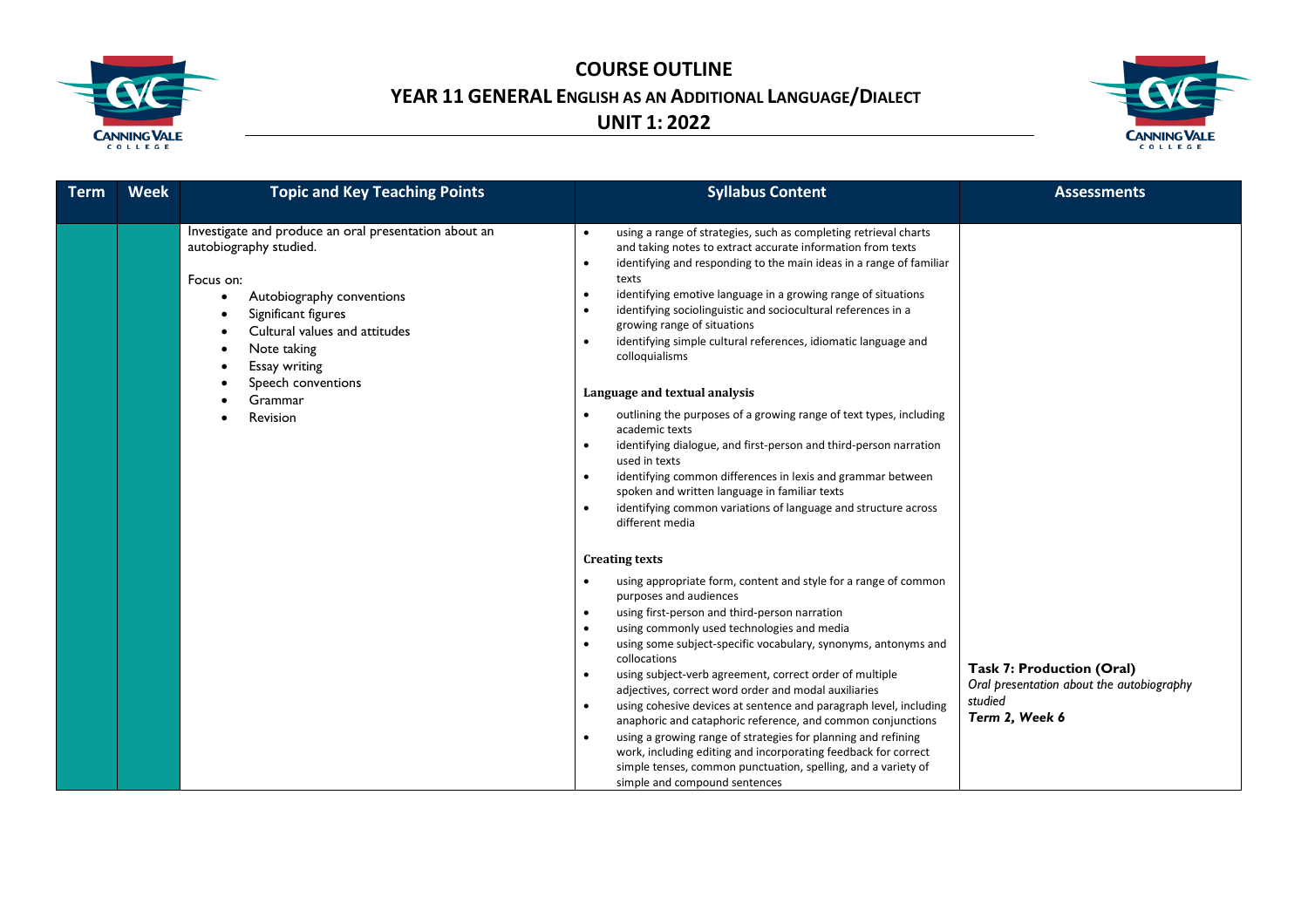# COURSE OUTLINE
## YEAR 11 GENERAL ENGLISH AS AN ADDITIONAL LANGUAGE/DIALECT
## UNIT 1: 2022

| Term | Week | Topic and Key Teaching Points | Syllabus Content | Assessments |
|---|---|---|---|---|
| | | Investigate and produce an oral presentation about an autobiography studied.<br><br>Focus on:<br>• Autobiography conventions<br>• Significant figures<br>• Cultural values and attitudes<br>• Note taking<br>• Essay writing<br>• Speech conventions<br>• Grammar<br>• Revision | • using a range of strategies, such as completing retrieval charts and taking notes to extract accurate information from texts<br>• identifying and responding to the main ideas in a range of familiar texts<br>• identifying emotive language in a growing range of situations<br>• identifying sociolinguistic and sociocultural references in a growing range of situations<br>• identifying simple cultural references, idiomatic language and colloquialisms<br><br>**Language and textual analysis**<br>• outlining the purposes of a growing range of text types, including academic texts<br>• identifying dialogue, and first-person and third-person narration used in texts<br>• identifying common differences in lexis and grammar between spoken and written language in familiar texts<br>• identifying common variations of language and structure across different media<br><br>**Creating texts**<br>• using appropriate form, content and style for a range of common purposes and audiences<br>• using first-person and third-person narration<br>• using commonly used technologies and media<br>• using some subject-specific vocabulary, synonyms, antonyms and collocations<br>• using subject-verb agreement, correct order of multiple adjectives, correct word order and modal auxiliaries<br>• using cohesive devices at sentence and paragraph level, including anaphoric and cataphoric reference, and common conjunctions<br>• using a growing range of strategies for planning and refining work, including editing and incorporating feedback for correct simple tenses, common punctuation, spelling, and a variety of simple and compound sentences | **Task 7: Production (Oral)**<br>*Oral presentation about the autobiography studied*<br>***Term 2, Week 6*** |